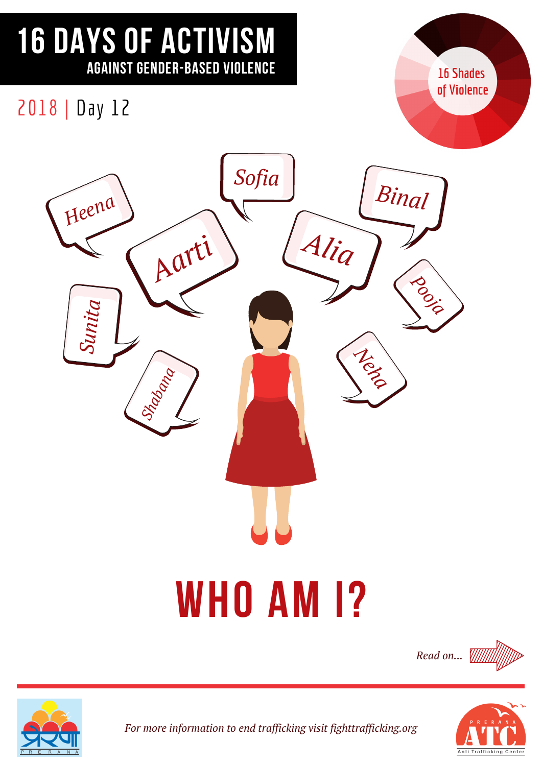# 16 DAYS OF ACTIVISM

## AGAINST GENDER-BASED VIOLENCE

2018 | Day 12

16 Shades of Violence

Heena

Sofia

Binal

Aarti

Alia

Sunita

Pooja

Shabana

Neha

# WHO AM I?

*Read on...*

*For more information to end trafficking visit fighttrafficking.org*

प्रेरणा PRERANA

PRERANA ATC Anti Trafficking Center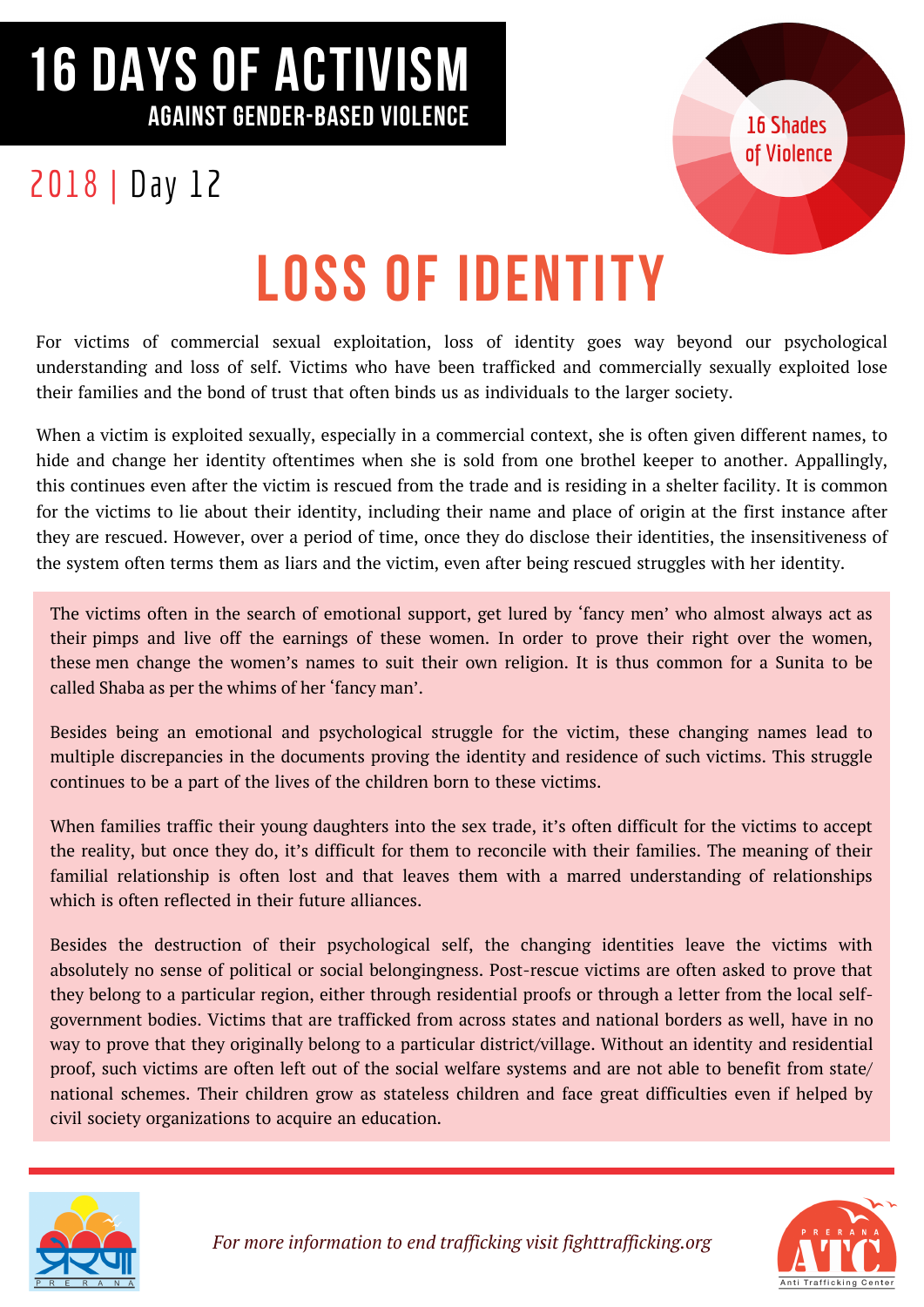# 16 DAYS OF ACTIVISM

## AGAINST GENDER-BASED VIOLENCE

2018 | Day 12

16 Shades of Violence

# LOSS OF IDENTITY

For victims of commercial sexual exploitation, loss of identity goes way beyond our psychological understanding and loss of self. Victims who have been trafficked and commercially sexually exploited lose their families and the bond of trust that often binds us as individuals to the larger society.

When a victim is exploited sexually, especially in a commercial context, she is often given different names, to hide and change her identity oftentimes when she is sold from one brothel keeper to another. Appallingly, this continues even after the victim is rescued from the trade and is residing in a shelter facility. It is common for the victims to lie about their identity, including their name and place of origin at the first instance after they are rescued. However, over a period of time, once they do disclose their identities, the insensitiveness of the system often terms them as liars and the victim, even after being rescued struggles with her identity.

The victims often in the search of emotional support, get lured by 'fancy men' who almost always act as their pimps and live off the earnings of these women. In order to prove their right over the women, these men change the women's names to suit their own religion. It is thus common for a Sunita to be called Shaba as per the whims of her 'fancy man'.

Besides being an emotional and psychological struggle for the victim, these changing names lead to multiple discrepancies in the documents proving the identity and residence of such victims. This struggle continues to be a part of the lives of the children born to these victims.

When families traffic their young daughters into the sex trade, it's often difficult for the victims to accept the reality, but once they do, it's difficult for them to reconcile with their families. The meaning of their familial relationship is often lost and that leaves them with a marred understanding of relationships which is often reflected in their future alliances.

Besides the destruction of their psychological self, the changing identities leave the victims with absolutely no sense of political or social belongingness. Post-rescue victims are often asked to prove that they belong to a particular region, either through residential proofs or through a letter from the local self-government bodies. Victims that are trafficked from across states and national borders as well, have in no way to prove that they originally belong to a particular district/village. Without an identity and residential proof, such victims are often left out of the social welfare systems and are not able to benefit from state/ national schemes. Their children grow as stateless children and face great difficulties even if helped by civil society organizations to acquire an education.

*For more information to end trafficking visit fighttrafficking.org*

प्रेरणा PRERANA

PRERANA ATC Anti Trafficking Center